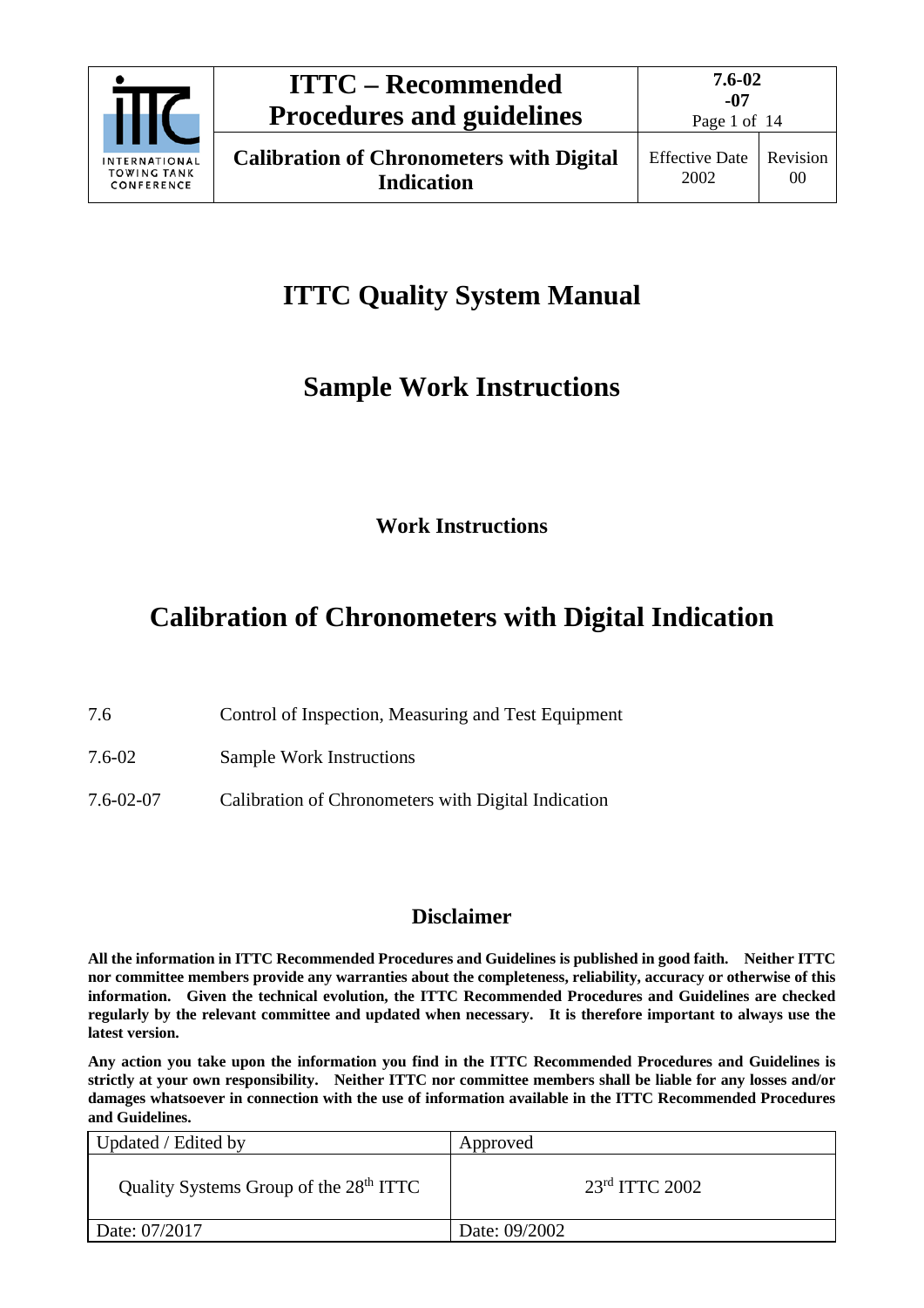# ITTC Quality System Manual

## Sample Work Instructions

### Work Instructions

# Calibration of Chronometers with Digital Indication

7.6 Control of Inspection, Measuring and Test Equipment

7.6-02 Sample Work Instructions

7.6-02-07 Calibration of Chronometers with Digital Indication

### Disclaimer

**All the information in ITTC Recommended Procedures and Guidelines is published in good faith. Neither ITTC nor committee members provide any warranties about the completeness, reliability, accuracy or otherwise of this information. Given the technical evolution, the ITTC Recommended Procedures and Guidelines are checked regularly by the relevant committee and updated when necessary. It is therefore important to always use the latest version.**

**Any action you take upon the information you find in the ITTC Recommended Procedures and Guidelines is strictly at your own responsibility. Neither ITTC nor committee members shall be liable for any losses and/or damages whatsoever in connection with the use of information available in the ITTC Recommended Procedures and Guidelines.**

| Updated / Edited by | Approved |
|---|---|
| Quality Systems Group of the 28th ITTC | 23rd ITTC 2002 |
| Date: 07/2017 | Date: 09/2002 |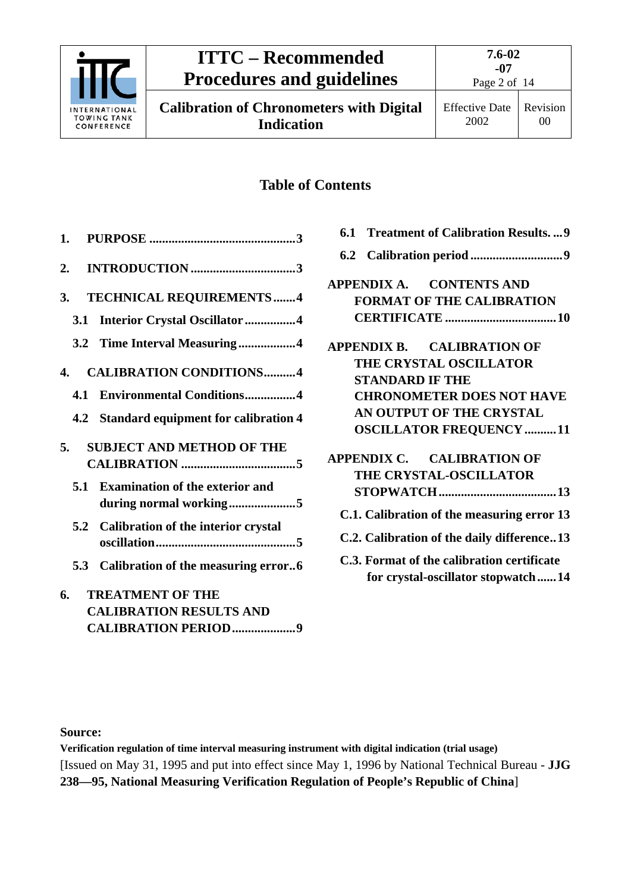## Table of Contents

1. **PURPOSE** ............................................. 3
2. **INTRODUCTION** ................................ 3
3. **TECHNICAL REQUIREMENTS** ....... 4
   - **3.1 Interior Crystal Oscillator** ................ 4
   - **3.2 Time Interval Measuring** .................. 4
4. **CALIBRATION CONDITIONS** .......... 4
   - **4.1 Environmental Conditions** ................ 4
   - **4.2 Standard equipment for calibration** 4
5. **SUBJECT AND METHOD OF THE CALIBRATION** .................................... 5
   - **5.1 Examination of the exterior and during normal working** ..................... 5
   - **5.2 Calibration of the interior crystal oscillation** ............................................ 5
   - **5.3 Calibration of the measuring error** .. 6
6. **TREATMENT OF THE CALIBRATION RESULTS AND CALIBRATION PERIOD** .................... 9
   - **6.1 Treatment of Calibration Results.** ... 9
   - **6.2 Calibration period** ............................. 9

**APPENDIX A. CONTENTS AND FORMAT OF THE CALIBRATION CERTIFICATE** .................................. 10

**APPENDIX B. CALIBRATION OF THE CRYSTAL OSCILLATOR STANDARD IF THE CHRONOMETER DOES NOT HAVE AN OUTPUT OF THE CRYSTAL OSCILLATOR FREQUENCY** .......... 11

**APPENDIX C. CALIBRATION OF THE CRYSTAL-OSCILLATOR STOPWATCH** ..................................... 13

- **C.1. Calibration of the measuring error** 13
- **C.2. Calibration of the daily difference** .. 13
- **C.3. Format of the calibration certificate for crystal-oscillator stopwatch** ...... 14

**Source:**

**Verification regulation of time interval measuring instrument with digital indication (trial usage)**

[Issued on May 31, 1995 and put into effect since May 1, 1996 by National Technical Bureau - **JJG 238—95, National Measuring Verification Regulation of People's Republic of China**]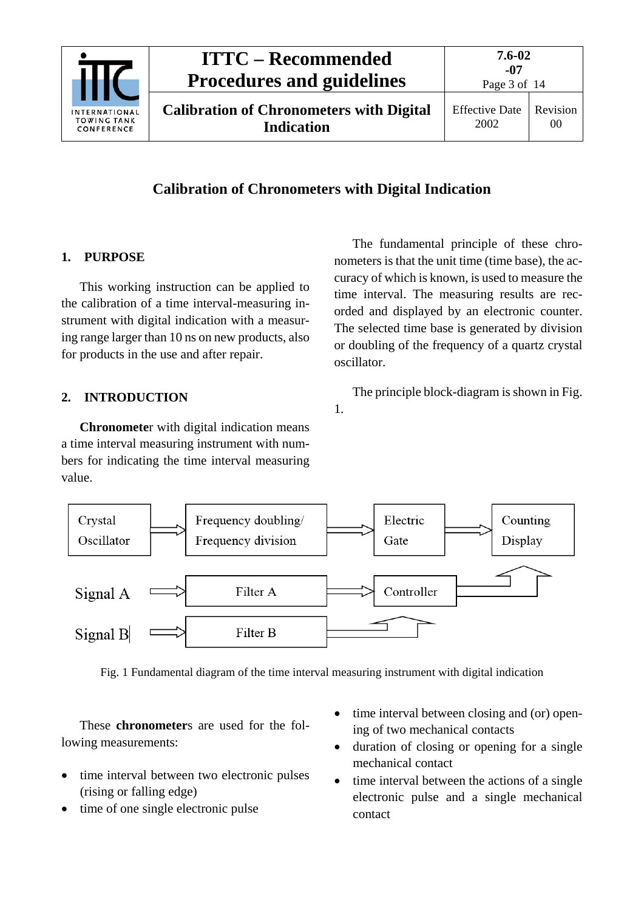# Calibration of Chronometers with Digital Indication

## 1. PURPOSE

This working instruction can be applied to the calibration of a time interval-measuring instrument with digital indication with a measuring range larger than 10 ns on new products, also for products in the use and after repair.

## 2. INTRODUCTION

**Chronometer** with digital indication means a time interval measuring instrument with numbers for indicating the time interval measuring value.

The fundamental principle of these chronometers is that the unit time (time base), the accuracy of which is known, is used to measure the time interval. The measuring results are recorded and displayed by an electronic counter. The selected time base is generated by division or doubling of the frequency of a quartz crystal oscillator.

The principle block-diagram is shown in Fig. 1.

Crystal Oscillator → Frequency doubling/ Frequency division → Electric Gate → Counting Display

Signal A → Filter A → Controller

Signal B → Filter B

Fig. 1 Fundamental diagram of the time interval measuring instrument with digital indication

These **chronometers** are used for the following measurements:

- time interval between two electronic pulses (rising or falling edge)
- time of one single electronic pulse
- time interval between closing and (or) opening of two mechanical contacts
- duration of closing or opening for a single mechanical contact
- time interval between the actions of a single electronic pulse and a single mechanical contact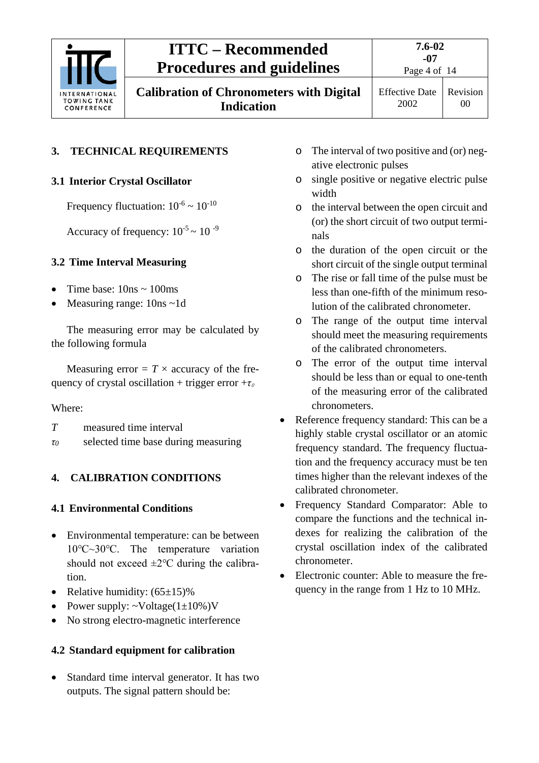## 3. TECHNICAL REQUIREMENTS

### 3.1 Interior Crystal Oscillator

Frequency fluctuation: $10^{-6} \sim 10^{-10}$

Accuracy of frequency: $10^{-5} \sim 10^{-9}$

### 3.2 Time Interval Measuring

- Time base: 10ns ~ 100ms
- Measuring range: 10ns ~1d

The measuring error may be calculated by the following formula

Measuring error = $T$ × accuracy of the frequency of crystal oscillation + trigger error $+\tau_0$

Where:

| | |
|---|---|
| $T$ | measured time interval |
| $\tau_0$ | selected time base during measuring |

## 4. CALIBRATION CONDITIONS

### 4.1 Environmental Conditions

- Environmental temperature: can be between 10℃~30℃. The temperature variation should not exceed ±2℃ during the calibration.
- Relative humidity: (65±15)%
- Power supply: ~Voltage(1±10%)V
- No strong electro-magnetic interference

### 4.2 Standard equipment for calibration

- Standard time interval generator. It has two outputs. The signal pattern should be:
  - The interval of two positive and (or) negative electronic pulses
  - single positive or negative electric pulse width
  - the interval between the open circuit and (or) the short circuit of two output terminals
  - the duration of the open circuit or the short circuit of the single output terminal
  - The rise or fall time of the pulse must be less than one-fifth of the minimum resolution of the calibrated chronometer.
  - The range of the output time interval should meet the measuring requirements of the calibrated chronometers.
  - The error of the output time interval should be less than or equal to one-tenth of the measuring error of the calibrated chronometers.
- Reference frequency standard: This can be a highly stable crystal oscillator or an atomic frequency standard. The frequency fluctuation and the frequency accuracy must be ten times higher than the relevant indexes of the calibrated chronometer.
- Frequency Standard Comparator: Able to compare the functions and the technical indexes for realizing the calibration of the crystal oscillation index of the calibrated chronometer.
- Electronic counter: Able to measure the frequency in the range from 1 Hz to 10 MHz.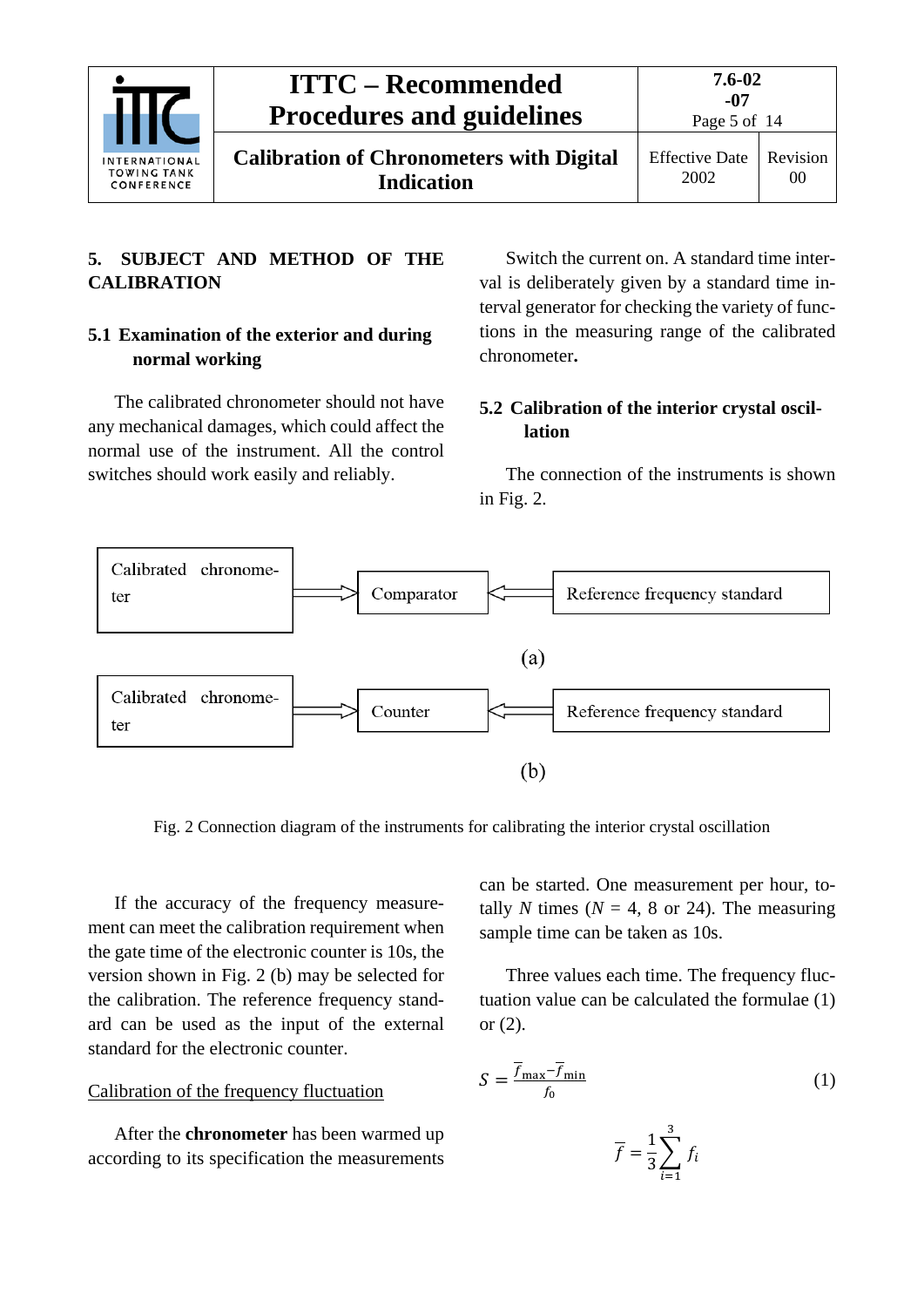## 5. SUBJECT AND METHOD OF THE CALIBRATION

### 5.1 Examination of the exterior and during normal working

The calibrated chronometer should not have any mechanical damages, which could affect the normal use of the instrument. All the control switches should work easily and reliably.

Switch the current on. A standard time interval is deliberately given by a standard time interval generator for checking the variety of functions in the measuring range of the calibrated chronometer**.**

### 5.2 Calibration of the interior crystal oscillation

The connection of the instruments is shown in Fig. 2.

Calibrated chronometer ⇒ Comparator ⇐ Reference frequency standard

(a)

Calibrated chronometer ⇒ Counter ⇐ Reference frequency standard

(b)

Fig. 2 Connection diagram of the instruments for calibrating the interior crystal oscillation

If the accuracy of the frequency measurement can meet the calibration requirement when the gate time of the electronic counter is 10s, the version shown in Fig. 2 (b) may be selected for the calibration. The reference frequency standard can be used as the input of the external standard for the electronic counter.

Calibration of the frequency fluctuation

After the **chronometer** has been warmed up according to its specification the measurements can be started. One measurement per hour, totally $N$ times ($N$ = 4, 8 or 24). The measuring sample time can be taken as 10s.

Three values each time. The frequency fluctuation value can be calculated the formulae (1) or (2).

$$S = \frac{\overline{f}_{\max} - \overline{f}_{\min}}{f_0} \quad (1)$$

$$\overline{f} = \frac{1}{3}\sum_{i=1}^{3} f_i$$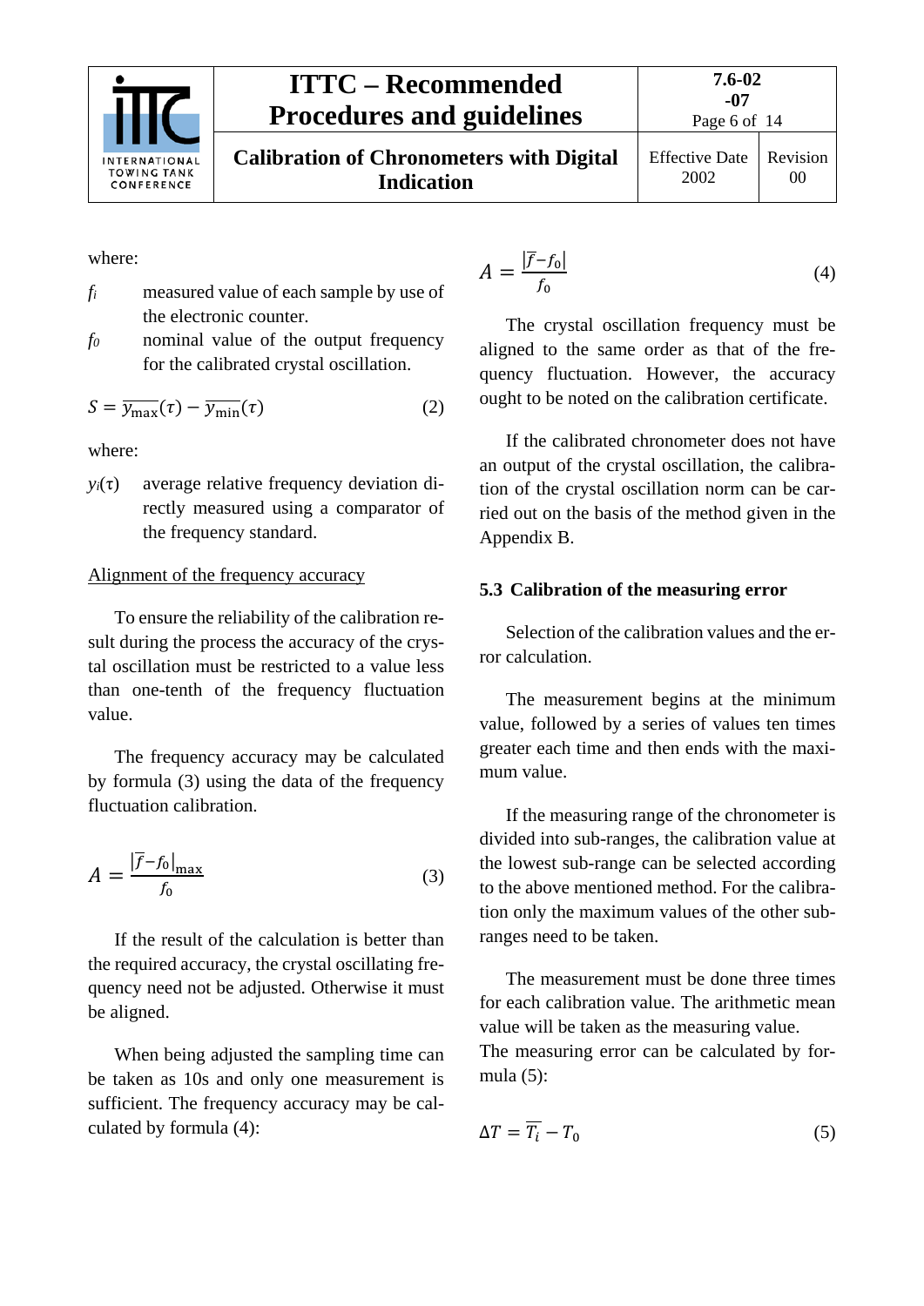where:

$f_i$ measured value of each sample by use of the electronic counter.

$f_0$ nominal value of the output frequency for the calibrated crystal oscillation.

$$S = \overline{y_{\max}}(\tau) - \overline{y_{\min}}(\tau) \tag{2}$$

where:

$y_i(\tau)$ average relative frequency deviation directly measured using a comparator of the frequency standard.

Alignment of the frequency accuracy

To ensure the reliability of the calibration result during the process the accuracy of the crystal oscillation must be restricted to a value less than one-tenth of the frequency fluctuation value.

The frequency accuracy may be calculated by formula (3) using the data of the frequency fluctuation calibration.

$$A = \frac{\left|\overline{f} - f_0\right|_{\max}}{f_0} \tag{3}$$

If the result of the calculation is better than the required accuracy, the crystal oscillating frequency need not be adjusted. Otherwise it must be aligned.

When being adjusted the sampling time can be taken as 10s and only one measurement is sufficient. The frequency accuracy may be calculated by formula (4):

$$A = \frac{\left|\overline{f} - f_0\right|}{f_0} \tag{4}$$

The crystal oscillation frequency must be aligned to the same order as that of the frequency fluctuation. However, the accuracy ought to be noted on the calibration certificate.

If the calibrated chronometer does not have an output of the crystal oscillation, the calibration of the crystal oscillation norm can be carried out on the basis of the method given in the Appendix B.

### 5.3 Calibration of the measuring error

Selection of the calibration values and the error calculation.

The measurement begins at the minimum value, followed by a series of values ten times greater each time and then ends with the maximum value.

If the measuring range of the chronometer is divided into sub-ranges, the calibration value at the lowest sub-range can be selected according to the above mentioned method. For the calibration only the maximum values of the other sub-ranges need to be taken.

The measurement must be done three times for each calibration value. The arithmetic mean value will be taken as the measuring value.
The measuring error can be calculated by formula (5):

$$\Delta T = \overline{T_i} - T_0 \tag{5}$$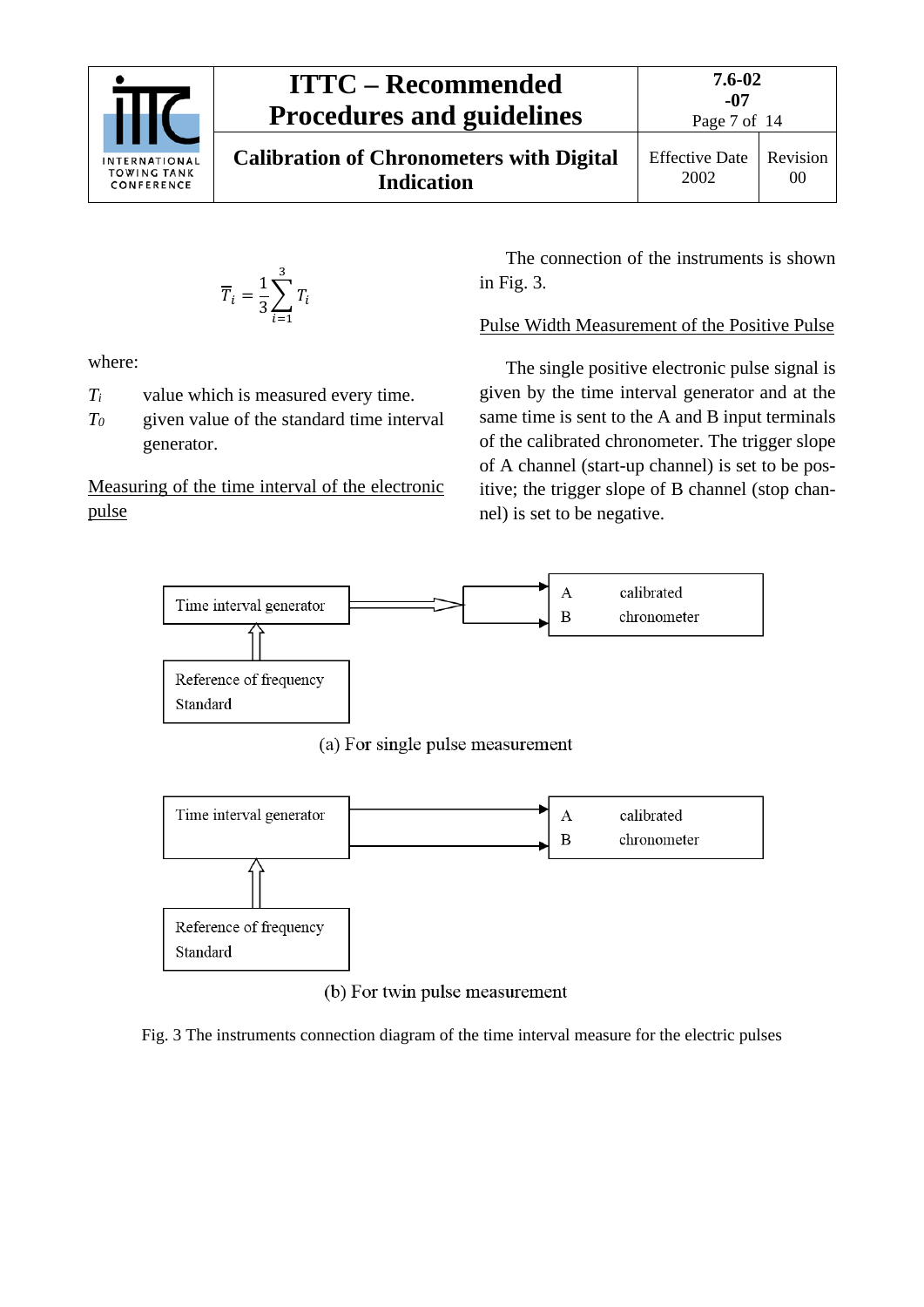$$\overline{T}_i = \frac{1}{3}\sum_{i=1}^{3} T_i$$

where:

$T_i$ value which is measured every time.

$T_0$ given value of the standard time interval generator.

Measuring of the time interval of the electronic pulse

The connection of the instruments is shown in Fig. 3.

Pulse Width Measurement of the Positive Pulse

The single positive electronic pulse signal is given by the time interval generator and at the same time is sent to the A and B input terminals of the calibrated chronometer. The trigger slope of A channel (start-up channel) is set to be positive; the trigger slope of B channel (stop channel) is set to be negative.

Time interval generator → A / B calibrated chronometer

Reference of frequency Standard → Time interval generator

(a) For single pulse measurement

Time interval generator → A / B calibrated chronometer

Reference of frequency Standard → Time interval generator

(b) For twin pulse measurement

Fig. 3 The instruments connection diagram of the time interval measure for the electric pulses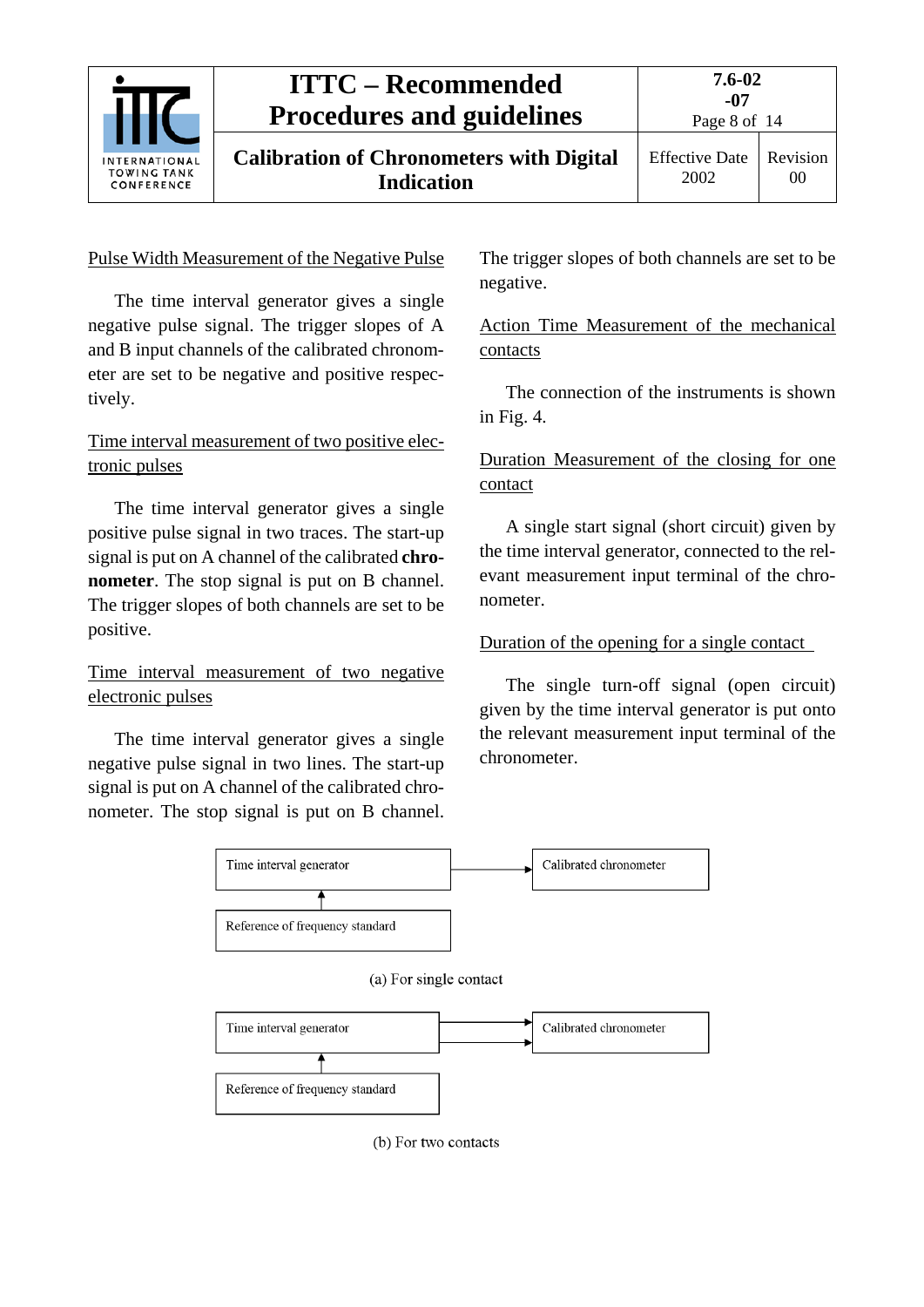Pulse Width Measurement of the Negative Pulse

The time interval generator gives a single negative pulse signal. The trigger slopes of A and B input channels of the calibrated chronometer are set to be negative and positive respectively.

Time interval measurement of two positive electronic pulses

The time interval generator gives a single positive pulse signal in two traces. The start-up signal is put on A channel of the calibrated **chronometer**. The stop signal is put on B channel. The trigger slopes of both channels are set to be positive.

Time interval measurement of two negative electronic pulses

The time interval generator gives a single negative pulse signal in two lines. The start-up signal is put on A channel of the calibrated chronometer. The stop signal is put on B channel. The trigger slopes of both channels are set to be negative.

Action Time Measurement of the mechanical contacts

The connection of the instruments is shown in Fig. 4.

Duration Measurement of the closing for one contact

A single start signal (short circuit) given by the time interval generator, connected to the relevant measurement input terminal of the chronometer.

Duration of the opening for a single contact

The single turn-off signal (open circuit) given by the time interval generator is put onto the relevant measurement input terminal of the chronometer.

Time interval generator → Calibrated chronometer

Reference of frequency standard → Time interval generator

(a) For single contact

Time interval generator ⇉ Calibrated chronometer

Reference of frequency standard → Time interval generator

(b) For two contacts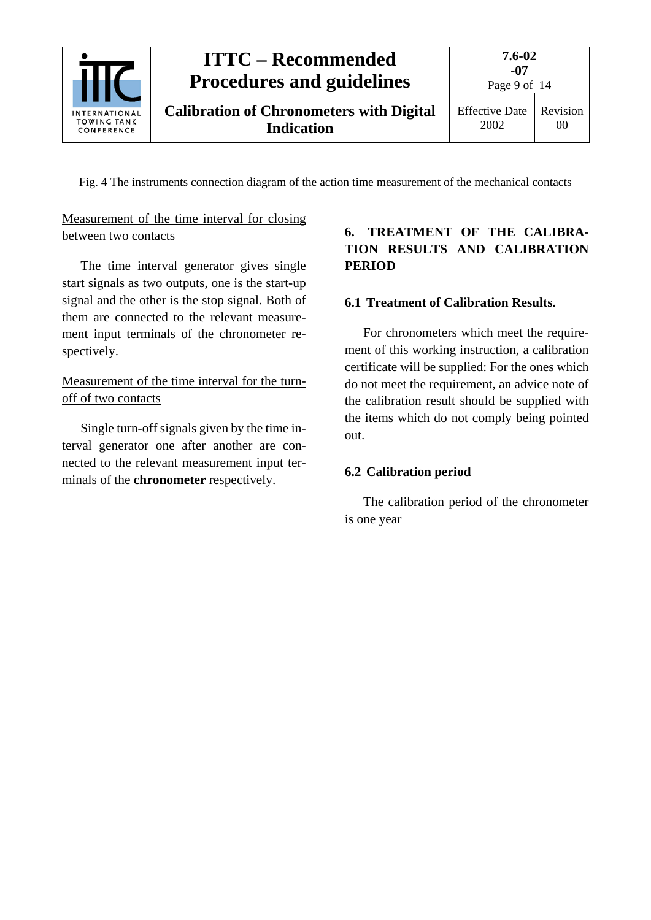Fig. 4 The instruments connection diagram of the action time measurement of the mechanical contacts

Measurement of the time interval for closing between two contacts

The time interval generator gives single start signals as two outputs, one is the start-up signal and the other is the stop signal. Both of them are connected to the relevant measurement input terminals of the chronometer respectively.

Measurement of the time interval for the turn-off of two contacts

Single turn-off signals given by the time interval generator one after another are connected to the relevant measurement input terminals of the **chronometer** respectively.

## 6. TREATMENT OF THE CALIBRATION RESULTS AND CALIBRATION PERIOD

### 6.1 Treatment of Calibration Results.

For chronometers which meet the requirement of this working instruction, a calibration certificate will be supplied: For the ones which do not meet the requirement, an advice note of the calibration result should be supplied with the items which do not comply being pointed out.

### 6.2 Calibration period

The calibration period of the chronometer is one year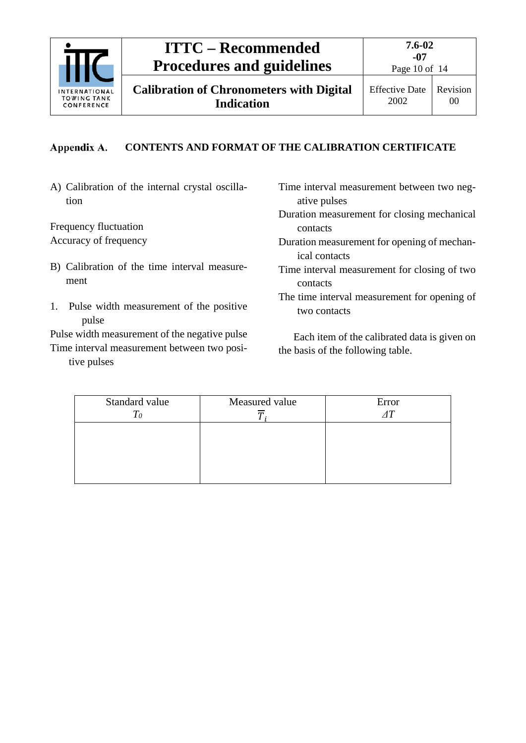## Appendix A. CONTENTS AND FORMAT OF THE CALIBRATION CERTIFICATE

A) Calibration of the internal crystal oscillation

Frequency fluctuation
Accuracy of frequency

B) Calibration of the time interval measurement

1. Pulse width measurement of the positive pulse

Pulse width measurement of the negative pulse
Time interval measurement between two positive pulses
Time interval measurement between two negative pulses
Duration measurement for closing mechanical contacts
Duration measurement for opening of mechanical contacts
Time interval measurement for closing of two contacts
The time interval measurement for opening of two contacts

Each item of the calibrated data is given on the basis of the following table.

| Standard value $T_0$ | Measured value $\overline{T}_i$ | Error $\Delta T$ |
|---|---|---|
| | | |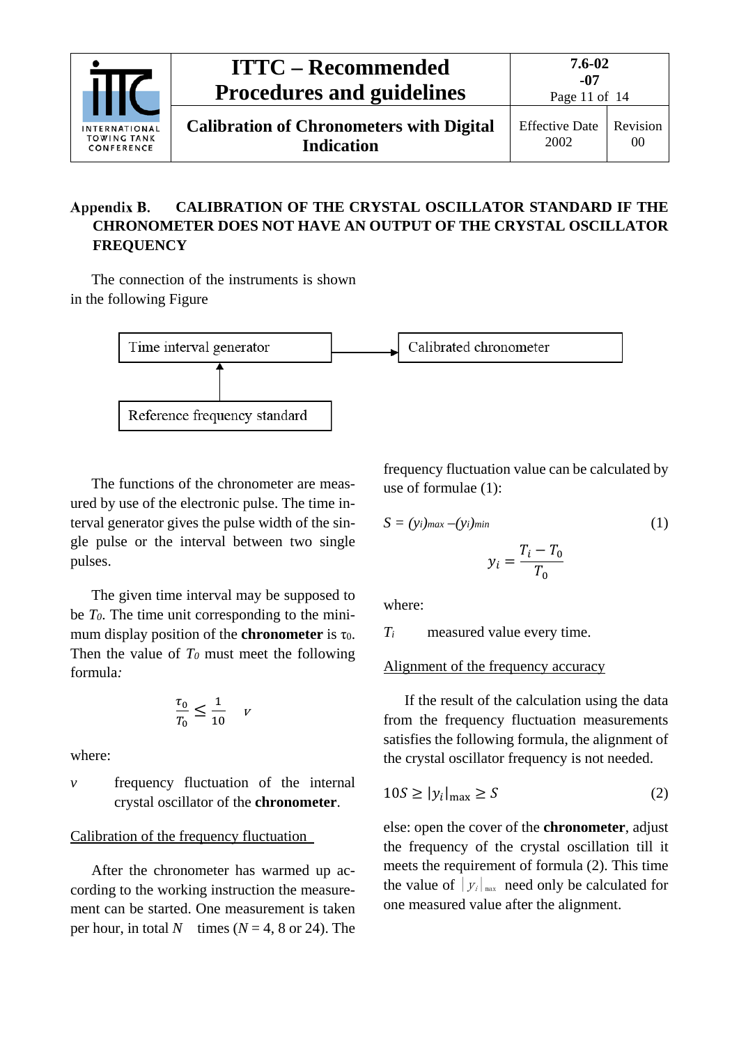## Appendix B. CALIBRATION OF THE CRYSTAL OSCILLATOR STANDARD IF THE CHRONOMETER DOES NOT HAVE AN OUTPUT OF THE CRYSTAL OSCILLATOR FREQUENCY

The connection of the instruments is shown in the following Figure

Time interval generator → Calibrated chronometer

Reference frequency standard → Time interval generator

The functions of the chronometer are measured by use of the electronic pulse. The time interval generator gives the pulse width of the single pulse or the interval between two single pulses.

The given time interval may be supposed to be $T_0$. The time unit corresponding to the minimum display position of the **chronometer** is $\tau_0$. Then the value of $T_0$ must meet the following formula:

$$\frac{\tau_0}{T_0} \leq \frac{1}{10} \quad v$$

where:

$v$ frequency fluctuation of the internal crystal oscillator of the **chronometer**.

Calibration of the frequency fluctuation

After the chronometer has warmed up according to the working instruction the measurement can be started. One measurement is taken per hour, in total $N$ times ($N$ = 4, 8 or 24). The frequency fluctuation value can be calculated by use of formulae (1):

$$S = (y_i)_{max} - (y_i)_{min} \tag{1}$$

$$y_i = \frac{T_i - T_0}{T_0}$$

where:

$T_i$ measured value every time.

Alignment of the frequency accuracy

If the result of the calculation using the data from the frequency fluctuation measurements satisfies the following formula, the alignment of the crystal oscillator frequency is not needed.

$$10S \geq |y_i|_{max} \geq S \tag{2}$$

else: open the cover of the **chronometer**, adjust the frequency of the crystal oscillation till it meets the requirement of formula (2). This time the value of $|y_i|_{max}$ need only be calculated for one measured value after the alignment.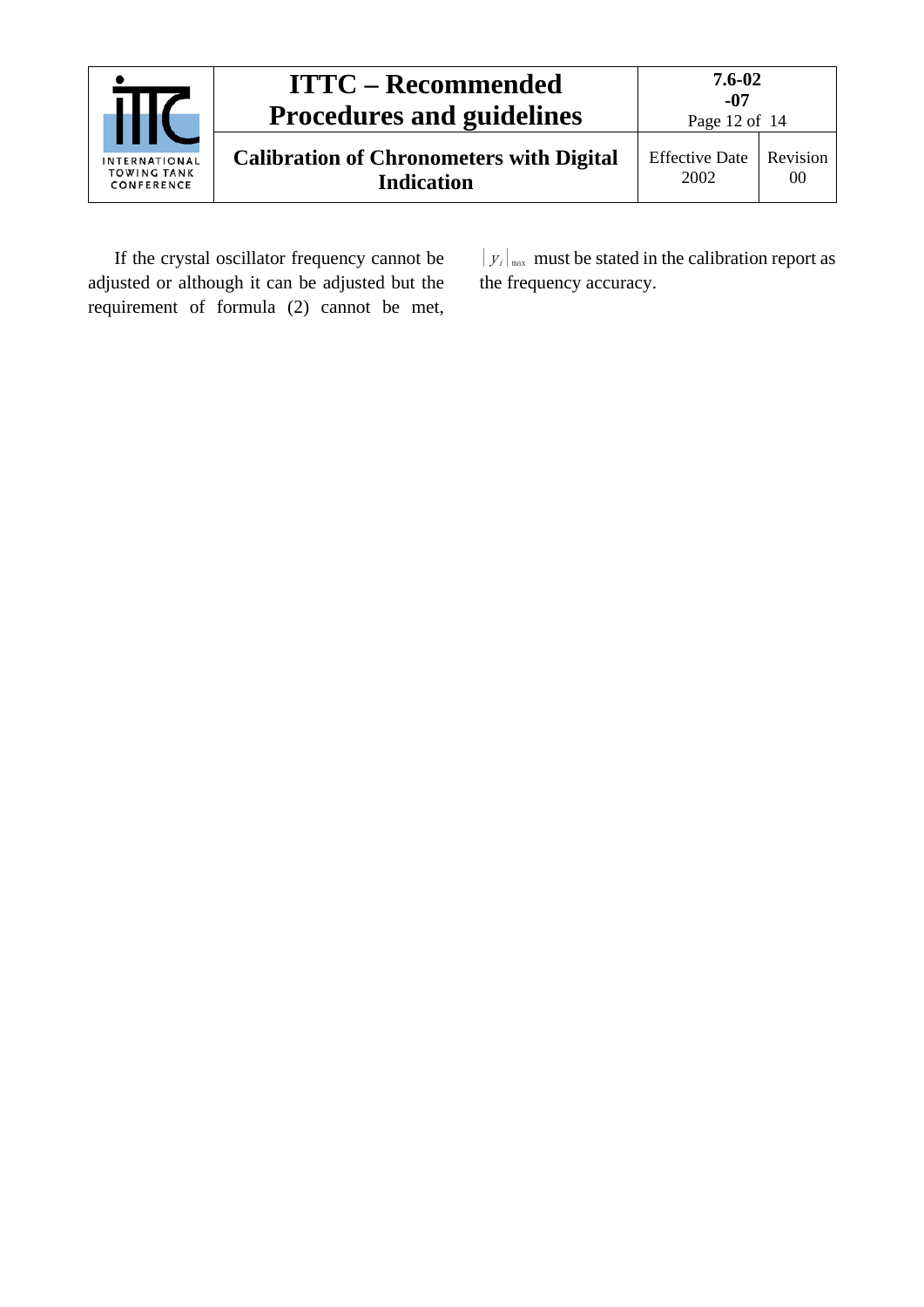If the crystal oscillator frequency cannot be adjusted or although it can be adjusted but the requirement of formula (2) cannot be met, $|y_i|_{max}$ must be stated in the calibration report as the frequency accuracy.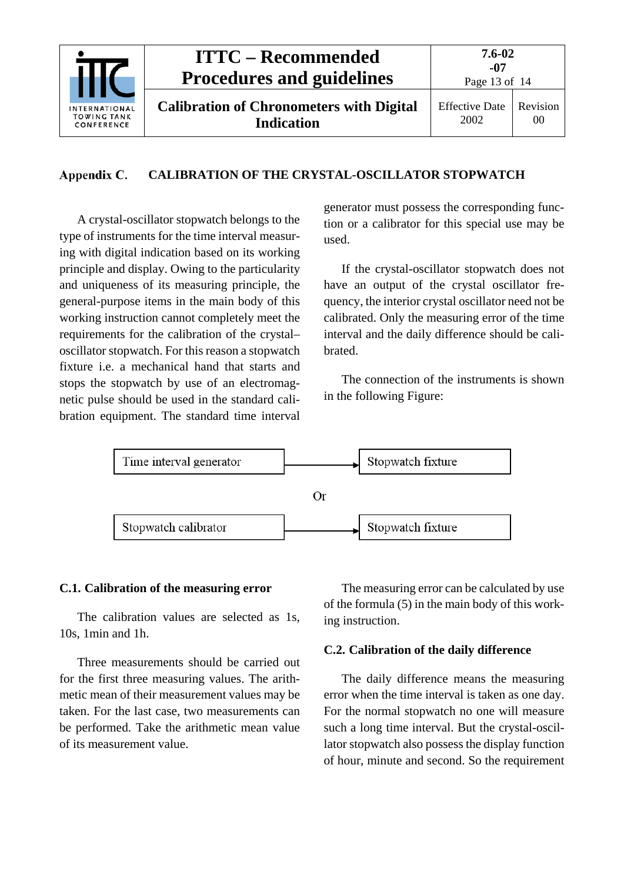## Appendix C. CALIBRATION OF THE CRYSTAL-OSCILLATOR STOPWATCH

A crystal-oscillator stopwatch belongs to the type of instruments for the time interval measuring with digital indication based on its working principle and display. Owing to the particularity and uniqueness of its measuring principle, the general-purpose items in the main body of this working instruction cannot completely meet the requirements for the calibration of the crystal–oscillator stopwatch. For this reason a stopwatch fixture i.e. a mechanical hand that starts and stops the stopwatch by use of an electromagnetic pulse should be used in the standard calibration equipment. The standard time interval generator must possess the corresponding function or a calibrator for this special use may be used.

If the crystal-oscillator stopwatch does not have an output of the crystal oscillator frequency, the interior crystal oscillator need not be calibrated. Only the measuring error of the time interval and the daily difference should be calibrated.

The connection of the instruments is shown in the following Figure:

Time interval generator → Stopwatch fixture

Or

Stopwatch calibrator → Stopwatch fixture

### C.1. Calibration of the measuring error

The calibration values are selected as 1s, 10s, 1min and 1h.

Three measurements should be carried out for the first three measuring values. The arithmetic mean of their measurement values may be taken. For the last case, two measurements can be performed. Take the arithmetic mean value of its measurement value.

The measuring error can be calculated by use of the formula (5) in the main body of this working instruction.

### C.2. Calibration of the daily difference

The daily difference means the measuring error when the time interval is taken as one day. For the normal stopwatch no one will measure such a long time interval. But the crystal-oscillator stopwatch also possess the display function of hour, minute and second. So the requirement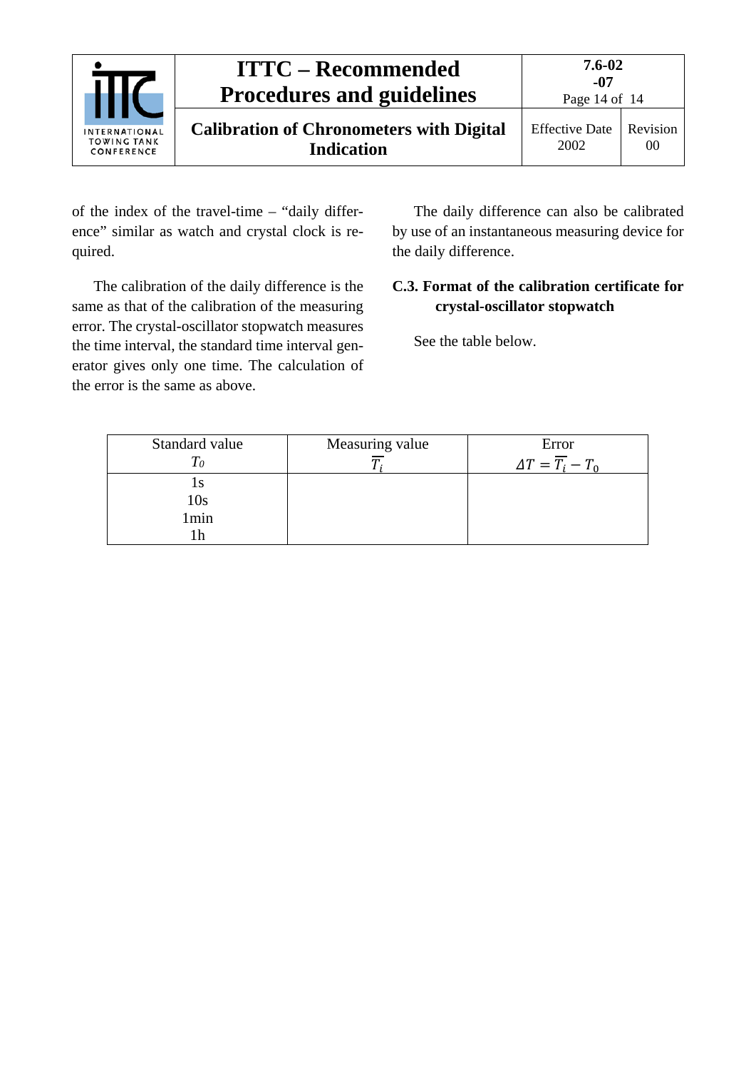of the index of the travel-time – “daily difference” similar as watch and crystal clock is required.

The calibration of the daily difference is the same as that of the calibration of the measuring error. The crystal-oscillator stopwatch measures the time interval, the standard time interval generator gives only one time. The calculation of the error is the same as above.

The daily difference can also be calibrated by use of an instantaneous measuring device for the daily difference.

### C.3. Format of the calibration certificate for crystal-oscillator stopwatch

See the table below.

| Standard value $T_0$ | Measuring value $\overline{T_i}$ | Error $\Delta T = \overline{T_i} - T_0$ |
|---|---|---|
| 1s<br>10s<br>1min<br>1h | | |